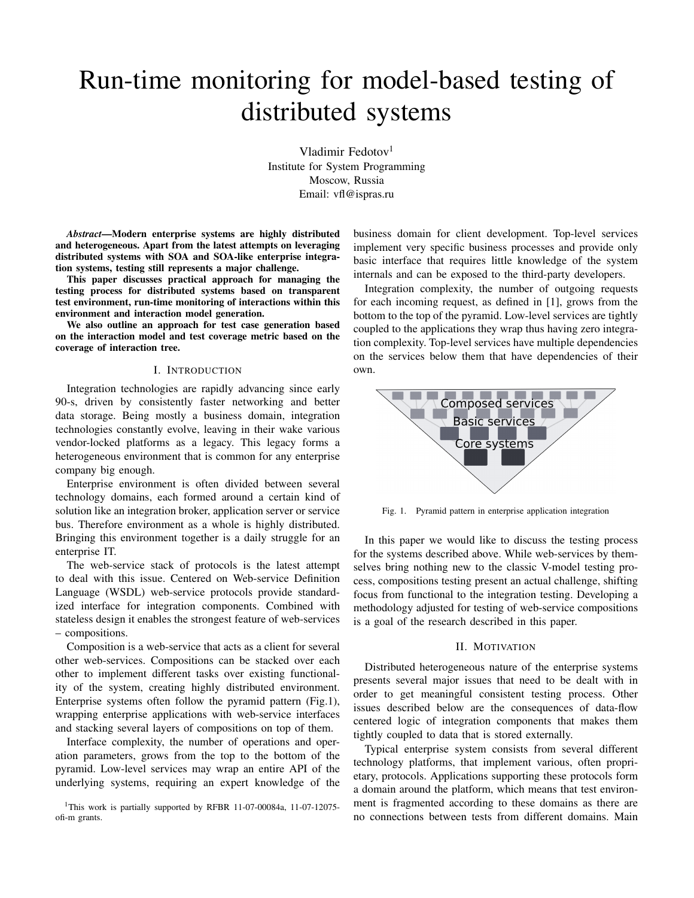// Run-time monitoring for model-based testing of distributed systems

Vladimir Fedotov[1]
Institute for System Programming
Moscow, Russia
Email: vfl@ispras.ru

***Abstract*—Modern enterprise systems are highly distributed and heterogeneous. Apart from the latest attempts on leveraging distributed systems with SOA and SOA-like enterprise integration systems, testing still represents a major challenge.**

**This paper discusses practical approach for managing the testing process for distributed systems based on transparent test environment, run-time monitoring of interactions within this environment and interaction model generation.**

**We also outline an approach for test case generation based on the interaction model and test coverage metric based on the coverage of interaction tree.**

## I. Introduction

Integration technologies are rapidly advancing since early 90-s, driven by consistently faster networking and better data storage. Being mostly a business domain, integration technologies constantly evolve, leaving in their wake various vendor-locked platforms as a legacy. This legacy forms a heterogeneous environment that is common for any enterprise company big enough.

Enterprise environment is often divided between several technology domains, each formed around a certain kind of solution like an integration broker, application server or service bus. Therefore environment as a whole is highly distributed. Bringing this environment together is a daily struggle for an enterprise IT.

The web-service stack of protocols is the latest attempt to deal with this issue. Centered on Web-service Definition Language (WSDL) web-service protocols provide standardized interface for integration components. Combined with stateless design it enables the strongest feature of web-services – compositions.

Composition is a web-service that acts as a client for several other web-services. Compositions can be stacked over each other to implement different tasks over existing functionality of the system, creating highly distributed environment. Enterprise systems often follow the pyramid pattern (Fig.1), wrapping enterprise applications with web-service interfaces and stacking several layers of compositions on top of them.

Interface complexity, the number of operations and operation parameters, grows from the top to the bottom of the pyramid. Low-level services may wrap an entire API of the underlying systems, requiring an expert knowledge of the business domain for client development. Top-level services implement very specific business processes and provide only basic interface that requires little knowledge of the system internals and can be exposed to the third-party developers.

Integration complexity, the number of outgoing requests for each incoming request, as defined in [1], grows from the bottom to the top of the pyramid. Low-level services are tightly coupled to the applications they wrap thus having zero integration complexity. Top-level services have multiple dependencies on the services below them that have dependencies of their own.

Composed services
Basic services
Core systems

Fig. 1. Pyramid pattern in enterprise application integration

In this paper we would like to discuss the testing process for the systems described above. While web-services by themselves bring nothing new to the classic V-model testing process, compositions testing present an actual challenge, shifting focus from functional to the integration testing. Developing a methodology adjusted for testing of web-service compositions is a goal of the research described in this paper.

## II. Motivation

Distributed heterogeneous nature of the enterprise systems presents several major issues that need to be dealt with in order to get meaningful consistent testing process. Other issues described below are the consequences of data-flow centered logic of integration components that makes them tightly coupled to data that is stored externally.

Typical enterprise system consists from several different technology platforms, that implement various, often proprietary, protocols. Applications supporting these protocols form a domain around the platform, which means that test environment is fragmented according to these domains as there are no connections between tests from different domains. Main

[1]This work is partially supported by RFBR 11-07-00084a, 11-07-12075-ofi-m grants.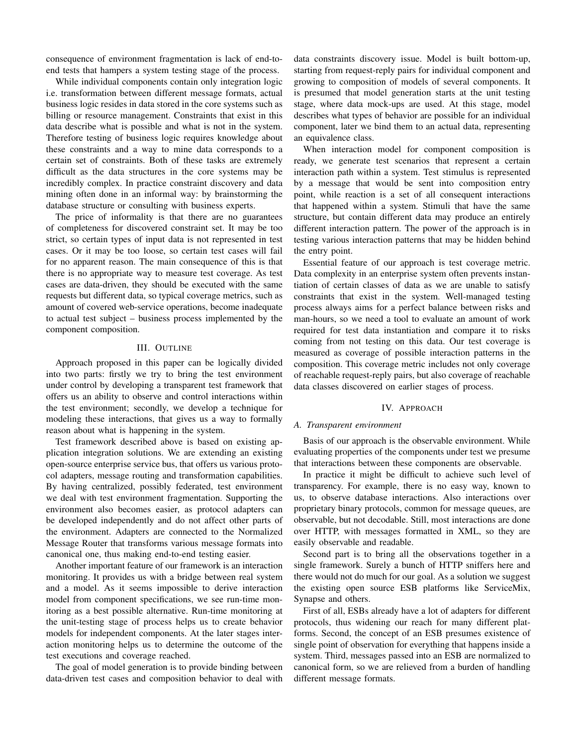consequence of environment fragmentation is lack of end-to-end tests that hampers a system testing stage of the process.

While individual components contain only integration logic i.e. transformation between different message formats, actual business logic resides in data stored in the core systems such as billing or resource management. Constraints that exist in this data describe what is possible and what is not in the system. Therefore testing of business logic requires knowledge about these constraints and a way to mine data corresponds to a certain set of constraints. Both of these tasks are extremely difficult as the data structures in the core systems may be incredibly complex. In practice constraint discovery and data mining often done in an informal way: by brainstorming the database structure or consulting with business experts.

The price of informality is that there are no guarantees of completeness for discovered constraint set. It may be too strict, so certain types of input data is not represented in test cases. Or it may be too loose, so certain test cases will fail for no apparent reason. The main consequence of this is that there is no appropriate way to measure test coverage. As test cases are data-driven, they should be executed with the same requests but different data, so typical coverage metrics, such as amount of covered web-service operations, become inadequate to actual test subject – business process implemented by the component composition.

## III. Outline

Approach proposed in this paper can be logically divided into two parts: firstly we try to bring the test environment under control by developing a transparent test framework that offers us an ability to observe and control interactions within the test environment; secondly, we develop a technique for modeling these interactions, that gives us a way to formally reason about what is happening in the system.

Test framework described above is based on existing application integration solutions. We are extending an existing open-source enterprise service bus, that offers us various protocol adapters, message routing and transformation capabilities. By having centralized, possibly federated, test environment we deal with test environment fragmentation. Supporting the environment also becomes easier, as protocol adapters can be developed independently and do not affect other parts of the environment. Adapters are connected to the Normalized Message Router that transforms various message formats into canonical one, thus making end-to-end testing easier.

Another important feature of our framework is an interaction monitoring. It provides us with a bridge between real system and a model. As it seems impossible to derive interaction model from component specifications, we see run-time monitoring as a best possible alternative. Run-time monitoring at the unit-testing stage of process helps us to create behavior models for independent components. At the later stages interaction monitoring helps us to determine the outcome of the test executions and coverage reached.

The goal of model generation is to provide binding between data-driven test cases and composition behavior to deal with data constraints discovery issue. Model is built bottom-up, starting from request-reply pairs for individual component and growing to composition of models of several components. It is presumed that model generation starts at the unit testing stage, where data mock-ups are used. At this stage, model describes what types of behavior are possible for an individual component, later we bind them to an actual data, representing an equivalence class.

When interaction model for component composition is ready, we generate test scenarios that represent a certain interaction path within a system. Test stimulus is represented by a message that would be sent into composition entry point, while reaction is a set of all consequent interactions that happened within a system. Stimuli that have the same structure, but contain different data may produce an entirely different interaction pattern. The power of the approach is in testing various interaction patterns that may be hidden behind the entry point.

Essential feature of our approach is test coverage metric. Data complexity in an enterprise system often prevents instantiation of certain classes of data as we are unable to satisfy constraints that exist in the system. Well-managed testing process always aims for a perfect balance between risks and man-hours, so we need a tool to evaluate an amount of work required for test data instantiation and compare it to risks coming from not testing on this data. Our test coverage is measured as coverage of possible interaction patterns in the composition. This coverage metric includes not only coverage of reachable request-reply pairs, but also coverage of reachable data classes discovered on earlier stages of process.

## IV. Approach

### A. Transparent environment

Basis of our approach is the observable environment. While evaluating properties of the components under test we presume that interactions between these components are observable.

In practice it might be difficult to achieve such level of transparency. For example, there is no easy way, known to us, to observe database interactions. Also interactions over proprietary binary protocols, common for message queues, are observable, but not decodable. Still, most interactions are done over HTTP, with messages formatted in XML, so they are easily observable and readable.

Second part is to bring all the observations together in a single framework. Surely a bunch of HTTP sniffers here and there would not do much for our goal. As a solution we suggest the existing open source ESB platforms like ServiceMix, Synapse and others.

First of all, ESBs already have a lot of adapters for different protocols, thus widening our reach for many different platforms. Second, the concept of an ESB presumes existence of single point of observation for everything that happens inside a system. Third, messages passed into an ESB are normalized to canonical form, so we are relieved from a burden of handling different message formats.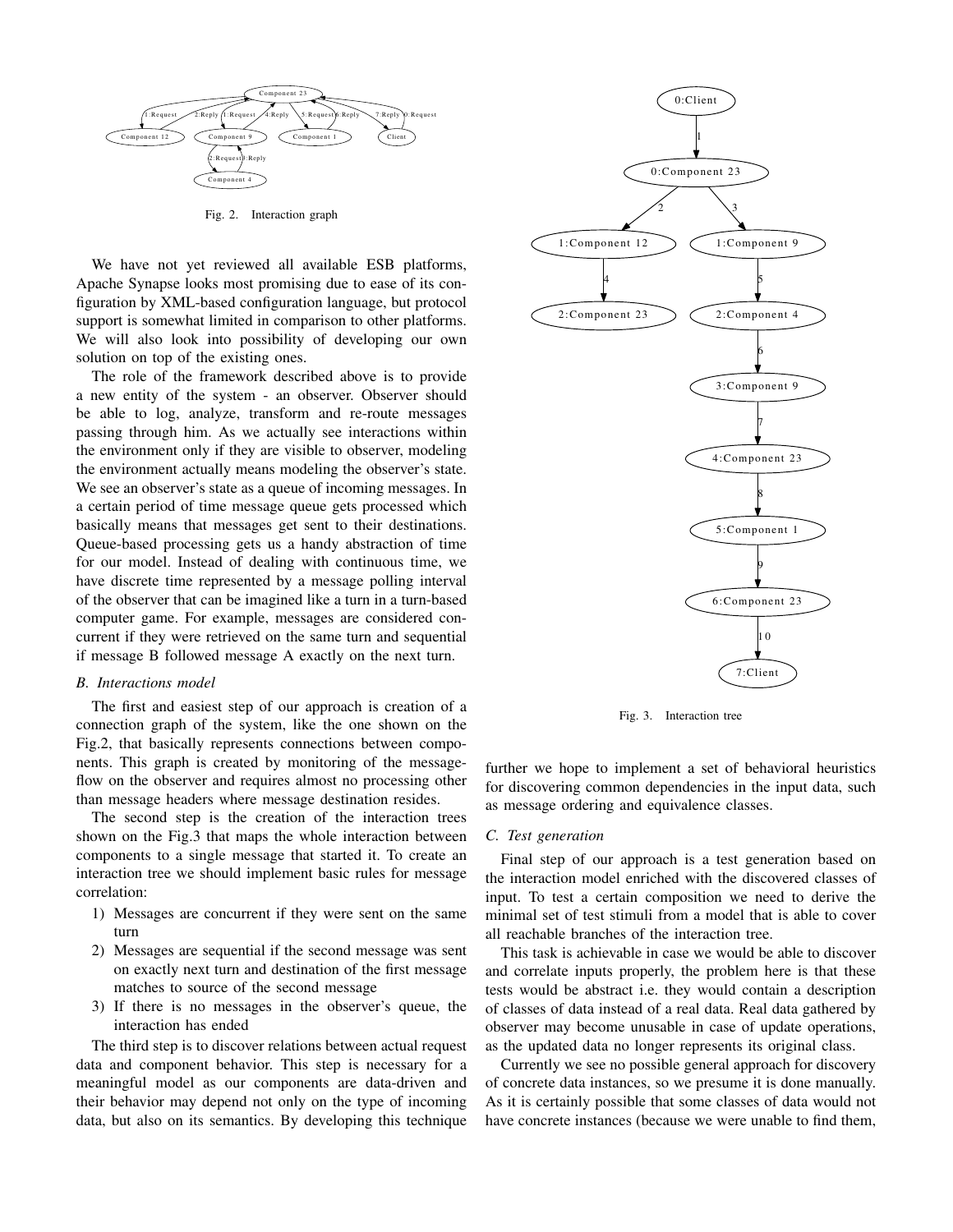Fig. 2. Interaction graph

We have not yet reviewed all available ESB platforms, Apache Synapse looks most promising due to ease of its configuration by XML-based configuration language, but protocol support is somewhat limited in comparison to other platforms. We will also look into possibility of developing our own solution on top of the existing ones.

The role of the framework described above is to provide a new entity of the system - an observer. Observer should be able to log, analyze, transform and re-route messages passing through him. As we actually see interactions within the environment only if they are visible to observer, modeling the environment actually means modeling the observer's state. We see an observer's state as a queue of incoming messages. In a certain period of time message queue gets processed which basically means that messages get sent to their destinations. Queue-based processing gets us a handy abstraction of time for our model. Instead of dealing with continuous time, we have discrete time represented by a message polling interval of the observer that can be imagined like a turn in a turn-based computer game. For example, messages are considered concurrent if they were retrieved on the same turn and sequential if message B followed message A exactly on the next turn.

### B. Interactions model

The first and easiest step of our approach is creation of a connection graph of the system, like the one shown on the Fig.2, that basically represents connections between components. This graph is created by monitoring of the message-flow on the observer and requires almost no processing other than message headers where message destination resides.

The second step is the creation of the interaction trees shown on the Fig.3 that maps the whole interaction between components to a single message that started it. To create an interaction tree we should implement basic rules for message correlation:

1) Messages are concurrent if they were sent on the same turn
2) Messages are sequential if the second message was sent on exactly next turn and destination of the first message matches to source of the second message
3) If there is no messages in the observer's queue, the interaction has ended

The third step is to discover relations between actual request data and component behavior. This step is necessary for a meaningful model as our components are data-driven and their behavior may depend not only on the type of incoming data, but also on its semantics. By developing this technique further we hope to implement a set of behavioral heuristics for discovering common dependencies in the input data, such as message ordering and equivalence classes.

Fig. 3. Interaction tree

### C. Test generation

Final step of our approach is a test generation based on the interaction model enriched with the discovered classes of input. To test a certain composition we need to derive the minimal set of test stimuli from a model that is able to cover all reachable branches of the interaction tree.

This task is achievable in case we would be able to discover and correlate inputs properly, the problem here is that these tests would be abstract i.e. they would contain a description of classes of data instead of a real data. Real data gathered by observer may become unusable in case of update operations, as the updated data no longer represents its original class.

Currently we see no possible general approach for discovery of concrete data instances, so we presume it is done manually. As it is certainly possible that some classes of data would not have concrete instances (because we were unable to find them,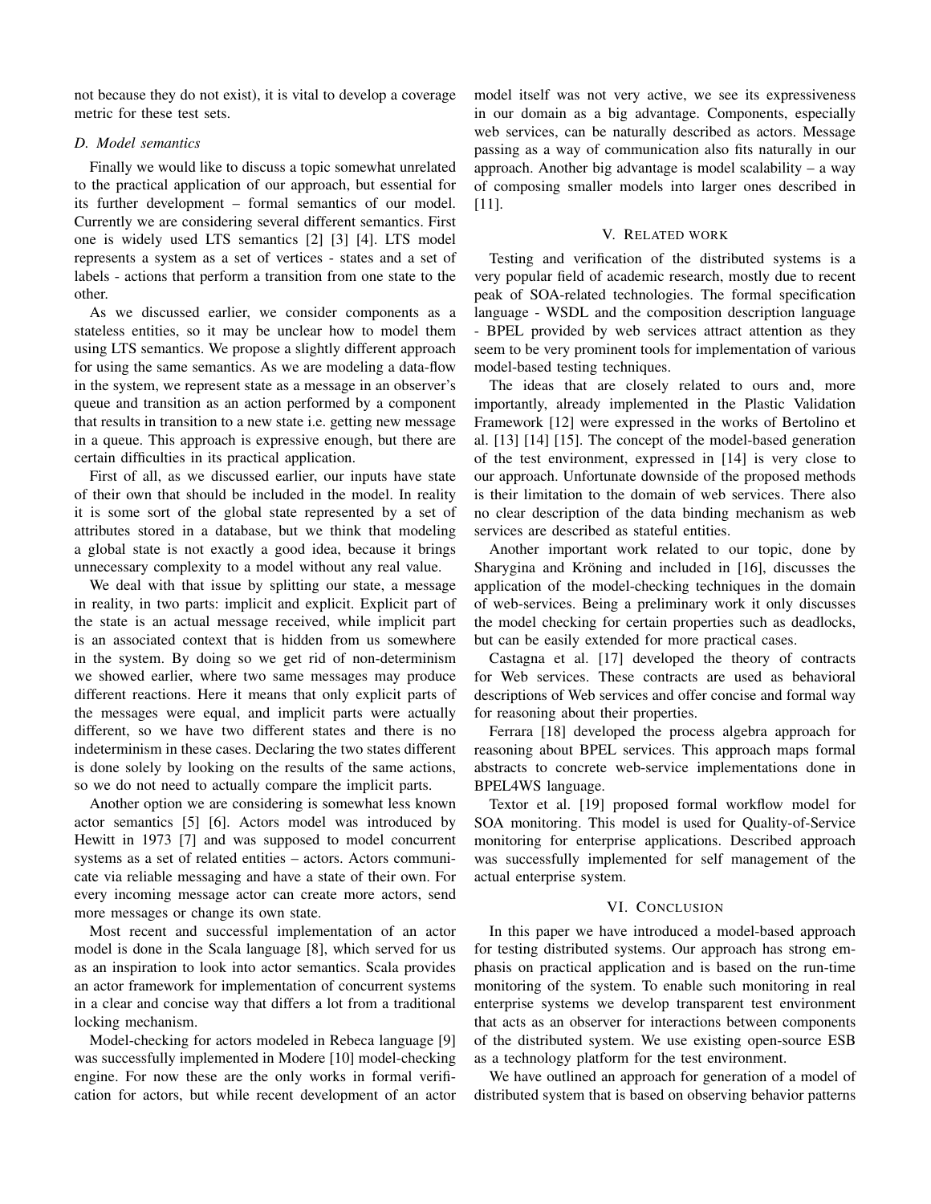not because they do not exist), it is vital to develop a coverage metric for these test sets.

### D. Model semantics

Finally we would like to discuss a topic somewhat unrelated to the practical application of our approach, but essential for its further development – formal semantics of our model. Currently we are considering several different semantics. First one is widely used LTS semantics [2] [3] [4]. LTS model represents a system as a set of vertices - states and a set of labels - actions that perform a transition from one state to the other.

As we discussed earlier, we consider components as a stateless entities, so it may be unclear how to model them using LTS semantics. We propose a slightly different approach for using the same semantics. As we are modeling a data-flow in the system, we represent state as a message in an observer's queue and transition as an action performed by a component that results in transition to a new state i.e. getting new message in a queue. This approach is expressive enough, but there are certain difficulties in its practical application.

First of all, as we discussed earlier, our inputs have state of their own that should be included in the model. In reality it is some sort of the global state represented by a set of attributes stored in a database, but we think that modeling a global state is not exactly a good idea, because it brings unnecessary complexity to a model without any real value.

We deal with that issue by splitting our state, a message in reality, in two parts: implicit and explicit. Explicit part of the state is an actual message received, while implicit part is an associated context that is hidden from us somewhere in the system. By doing so we get rid of non-determinism we showed earlier, where two same messages may produce different reactions. Here it means that only explicit parts of the messages were equal, and implicit parts were actually different, so we have two different states and there is no indeterminism in these cases. Declaring the two states different is done solely by looking on the results of the same actions, so we do not need to actually compare the implicit parts.

Another option we are considering is somewhat less known actor semantics [5] [6]. Actors model was introduced by Hewitt in 1973 [7] and was supposed to model concurrent systems as a set of related entities – actors. Actors communicate via reliable messaging and have a state of their own. For every incoming message actor can create more actors, send more messages or change its own state.

Most recent and successful implementation of an actor model is done in the Scala language [8], which served for us as an inspiration to look into actor semantics. Scala provides an actor framework for implementation of concurrent systems in a clear and concise way that differs a lot from a traditional locking mechanism.

Model-checking for actors modeled in Rebeca language [9] was successfully implemented in Modere [10] model-checking engine. For now these are the only works in formal verification for actors, but while recent development of an actor model itself was not very active, we see its expressiveness in our domain as a big advantage. Components, especially web services, can be naturally described as actors. Message passing as a way of communication also fits naturally in our approach. Another big advantage is model scalability – a way of composing smaller models into larger ones described in [11].

## V. Related work

Testing and verification of the distributed systems is a very popular field of academic research, mostly due to recent peak of SOA-related technologies. The formal specification language - WSDL and the composition description language - BPEL provided by web services attract attention as they seem to be very prominent tools for implementation of various model-based testing techniques.

The ideas that are closely related to ours and, more importantly, already implemented in the Plastic Validation Framework [12] were expressed in the works of Bertolino et al. [13] [14] [15]. The concept of the model-based generation of the test environment, expressed in [14] is very close to our approach. Unfortunate downside of the proposed methods is their limitation to the domain of web services. There also no clear description of the data binding mechanism as web services are described as stateful entities.

Another important work related to our topic, done by Sharygina and Kröning and included in [16], discusses the application of the model-checking techniques in the domain of web-services. Being a preliminary work it only discusses the model checking for certain properties such as deadlocks, but can be easily extended for more practical cases.

Castagna et al. [17] developed the theory of contracts for Web services. These contracts are used as behavioral descriptions of Web services and offer concise and formal way for reasoning about their properties.

Ferrara [18] developed the process algebra approach for reasoning about BPEL services. This approach maps formal abstracts to concrete web-service implementations done in BPEL4WS language.

Textor et al. [19] proposed formal workflow model for SOA monitoring. This model is used for Quality-of-Service monitoring for enterprise applications. Described approach was successfully implemented for self management of the actual enterprise system.

## VI. Conclusion

In this paper we have introduced a model-based approach for testing distributed systems. Our approach has strong emphasis on practical application and is based on the run-time monitoring of the system. To enable such monitoring in real enterprise systems we develop transparent test environment that acts as an observer for interactions between components of the distributed system. We use existing open-source ESB as a technology platform for the test environment.

We have outlined an approach for generation of a model of distributed system that is based on observing behavior patterns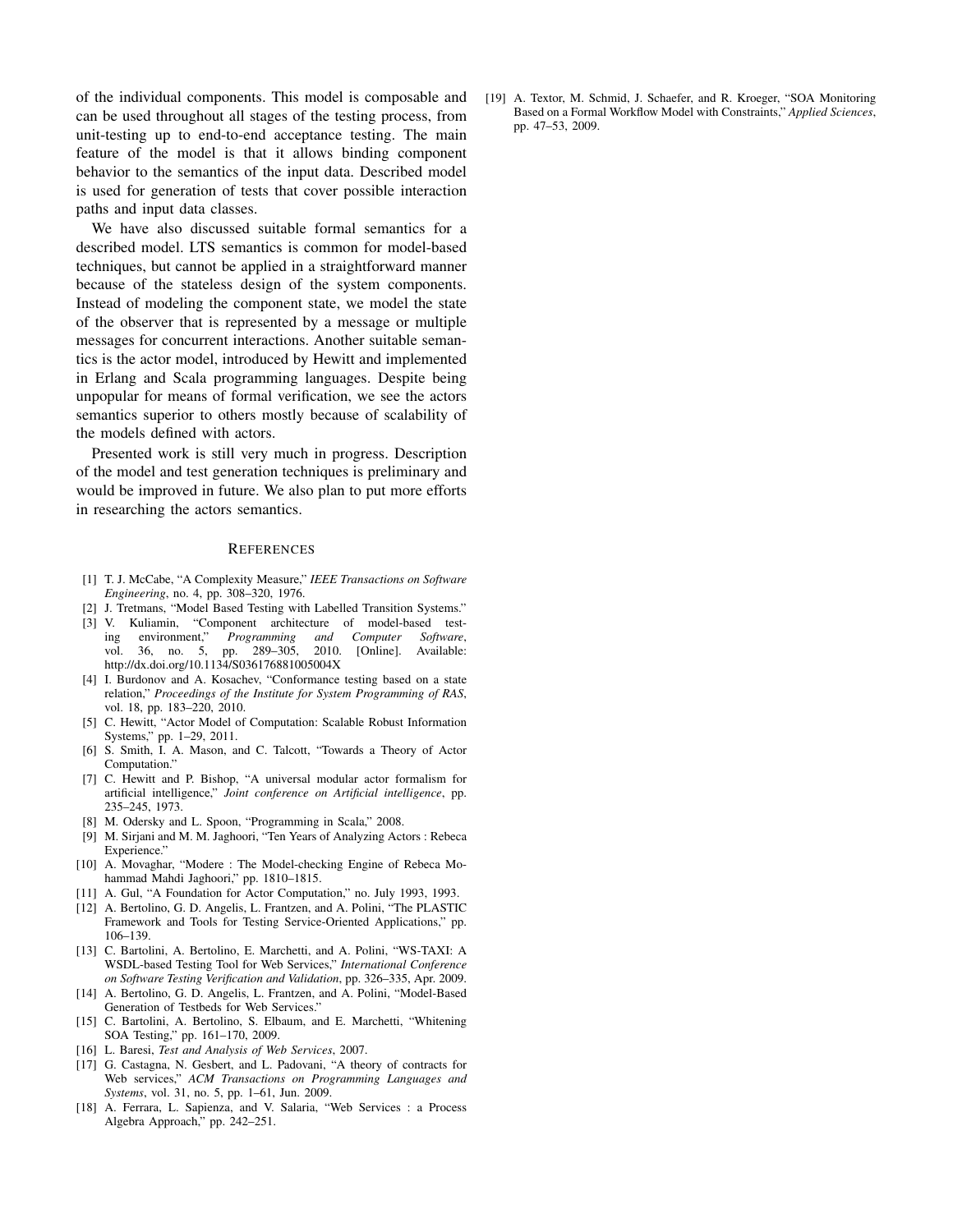of the individual components. This model is composable and can be used throughout all stages of the testing process, from unit-testing up to end-to-end acceptance testing. The main feature of the model is that it allows binding component behavior to the semantics of the input data. Described model is used for generation of tests that cover possible interaction paths and input data classes.

We have also discussed suitable formal semantics for a described model. LTS semantics is common for model-based techniques, but cannot be applied in a straightforward manner because of the stateless design of the system components. Instead of modeling the component state, we model the state of the observer that is represented by a message or multiple messages for concurrent interactions. Another suitable semantics is the actor model, introduced by Hewitt and implemented in Erlang and Scala programming languages. Despite being unpopular for means of formal verification, we see the actors semantics superior to others mostly because of scalability of the models defined with actors.

Presented work is still very much in progress. Description of the model and test generation techniques is preliminary and would be improved in future. We also plan to put more efforts in researching the actors semantics.

## References

[1] T. J. McCabe, "A Complexity Measure," *IEEE Transactions on Software Engineering*, no. 4, pp. 308–320, 1976.

[2] J. Tretmans, "Model Based Testing with Labelled Transition Systems."

[3] V. Kuliamin, "Component architecture of model-based testing environment," *Programming and Computer Software*, vol. 36, no. 5, pp. 289–305, 2010. [Online]. Available: http://dx.doi.org/10.1134/S036176881005004X

[4] I. Burdonov and A. Kosachev, "Conformance testing based on a state relation," *Proceedings of the Institute for System Programming of RAS*, vol. 18, pp. 183–220, 2010.

[5] C. Hewitt, "Actor Model of Computation: Scalable Robust Information Systems," pp. 1–29, 2011.

[6] S. Smith, I. A. Mason, and C. Talcott, "Towards a Theory of Actor Computation."

[7] C. Hewitt and P. Bishop, "A universal modular actor formalism for artificial intelligence," *Joint conference on Artificial intelligence*, pp. 235–245, 1973.

[8] M. Odersky and L. Spoon, "Programming in Scala," 2008.

[9] M. Sirjani and M. M. Jaghoori, "Ten Years of Analyzing Actors : Rebeca Experience."

[10] A. Movaghar, "Modere : The Model-checking Engine of Rebeca Mohammad Mahdi Jaghoori," pp. 1810–1815.

[11] A. Gul, "A Foundation for Actor Computation," no. July 1993, 1993.

[12] A. Bertolino, G. D. Angelis, L. Frantzen, and A. Polini, "The PLASTIC Framework and Tools for Testing Service-Oriented Applications," pp. 106–139.

[13] C. Bartolini, A. Bertolino, E. Marchetti, and A. Polini, "WS-TAXI: A WSDL-based Testing Tool for Web Services," *International Conference on Software Testing Verification and Validation*, pp. 326–335, Apr. 2009.

[14] A. Bertolino, G. D. Angelis, L. Frantzen, and A. Polini, "Model-Based Generation of Testbeds for Web Services."

[15] C. Bartolini, A. Bertolino, S. Elbaum, and E. Marchetti, "Whitening SOA Testing," pp. 161–170, 2009.

[16] L. Baresi, *Test and Analysis of Web Services*, 2007.

[17] G. Castagna, N. Gesbert, and L. Padovani, "A theory of contracts for Web services," *ACM Transactions on Programming Languages and Systems*, vol. 31, no. 5, pp. 1–61, Jun. 2009.

[18] A. Ferrara, L. Sapienza, and V. Salaria, "Web Services : a Process Algebra Approach," pp. 242–251.

[19] A. Textor, M. Schmid, J. Schaefer, and R. Kroeger, "SOA Monitoring Based on a Formal Workflow Model with Constraints," *Applied Sciences*, pp. 47–53, 2009.